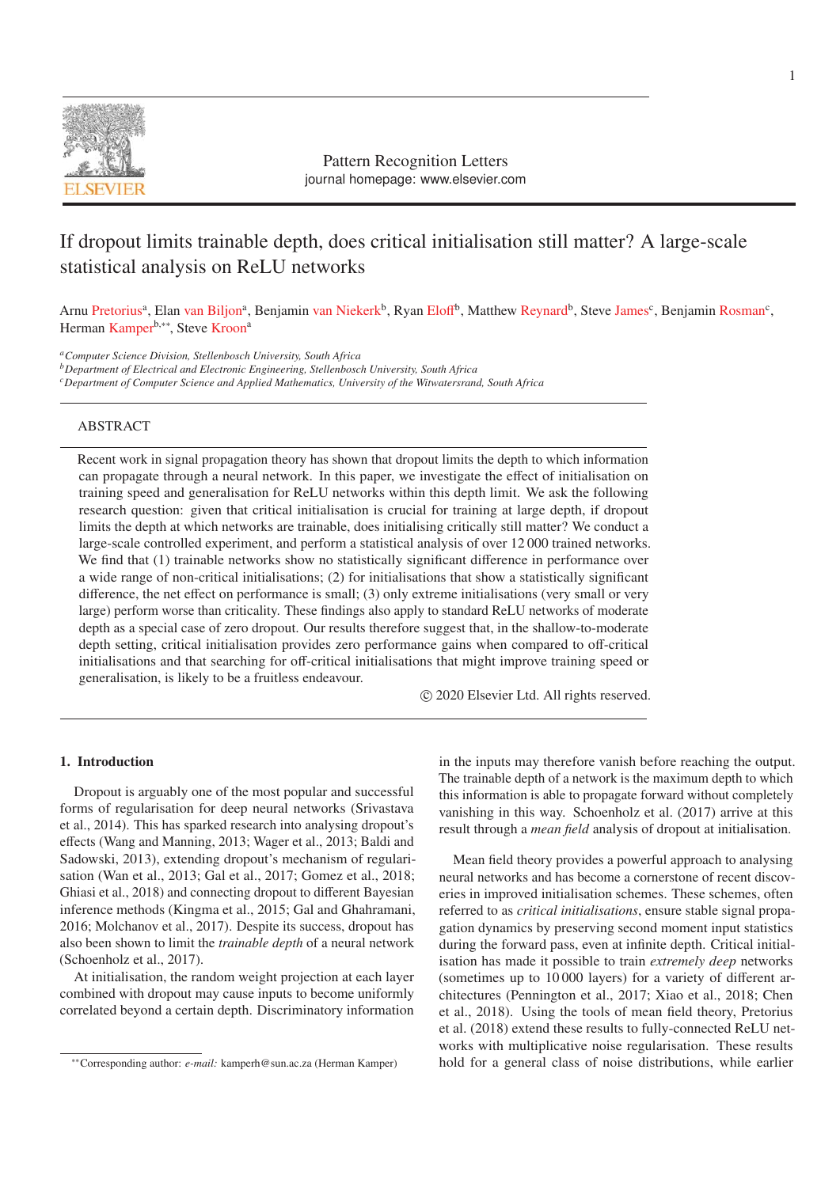Pattern Recognition Letters
journal homepage: www.elsevier.com

# If dropout limits trainable depth, does critical initialisation still matter? A large-scale statistical analysis on ReLU networks

Arnu Pretorius[a], Elan van Biljon[a], Benjamin van Niekerk[b], Ryan Eloff[b], Matthew Reynard[b], Steve James[c], Benjamin Rosman[c], Herman Kamper[b,**], Steve Kroon[a]

[a] Computer Science Division, Stellenbosch University, South Africa
[b] Department of Electrical and Electronic Engineering, Stellenbosch University, South Africa
[c] Department of Computer Science and Applied Mathematics, University of the Witwatersrand, South Africa

## ABSTRACT

Recent work in signal propagation theory has shown that dropout limits the depth to which information can propagate through a neural network. In this paper, we investigate the effect of initialisation on training speed and generalisation for ReLU networks within this depth limit. We ask the following research question: given that critical initialisation is crucial for training at large depth, if dropout limits the depth at which networks are trainable, does initialising critically still matter? We conduct a large-scale controlled experiment, and perform a statistical analysis of over 12 000 trained networks. We find that (1) trainable networks show no statistically significant difference in performance over a wide range of non-critical initialisations; (2) for initialisations that show a statistically significant difference, the net effect on performance is small; (3) only extreme initialisations (very small or very large) perform worse than criticality. These findings also apply to standard ReLU networks of moderate depth as a special case of zero dropout. Our results therefore suggest that, in the shallow-to-moderate depth setting, critical initialisation provides zero performance gains when compared to off-critical initialisations and that searching for off-critical initialisations that might improve training speed or generalisation, is likely to be a fruitless endeavour.

© 2020 Elsevier Ltd. All rights reserved.

## 1. Introduction

Dropout is arguably one of the most popular and successful forms of regularisation for deep neural networks (Srivastava et al., 2014). This has sparked research into analysing dropout's effects (Wang and Manning, 2013; Wager et al., 2013; Baldi and Sadowski, 2013), extending dropout's mechanism of regularisation (Wan et al., 2013; Gal et al., 2017; Gomez et al., 2018; Ghiasi et al., 2018) and connecting dropout to different Bayesian inference methods (Kingma et al., 2015; Gal and Ghahramani, 2016; Molchanov et al., 2017). Despite its success, dropout has also been shown to limit the *trainable depth* of a neural network (Schoenholz et al., 2017).

At initialisation, the random weight projection at each layer combined with dropout may cause inputs to become uniformly correlated beyond a certain depth. Discriminatory information in the inputs may therefore vanish before reaching the output. The trainable depth of a network is the maximum depth to which this information is able to propagate forward without completely vanishing in this way. Schoenholz et al. (2017) arrive at this result through a *mean field* analysis of dropout at initialisation.

Mean field theory provides a powerful approach to analysing neural networks and has become a cornerstone of recent discoveries in improved initialisation schemes. These schemes, often referred to as *critical initialisations*, ensure stable signal propagation dynamics by preserving second moment input statistics during the forward pass, even at infinite depth. Critical initialisation has made it possible to train *extremely deep* networks (sometimes up to 10 000 layers) for a variety of different architectures (Pennington et al., 2017; Xiao et al., 2018; Chen et al., 2018). Using the tools of mean field theory, Pretorius et al. (2018) extend these results to fully-connected ReLU networks with multiplicative noise regularisation. These results hold for a general class of noise distributions, while earlier

** Corresponding author: *e-mail:* kamperh@sun.ac.za (Herman Kamper)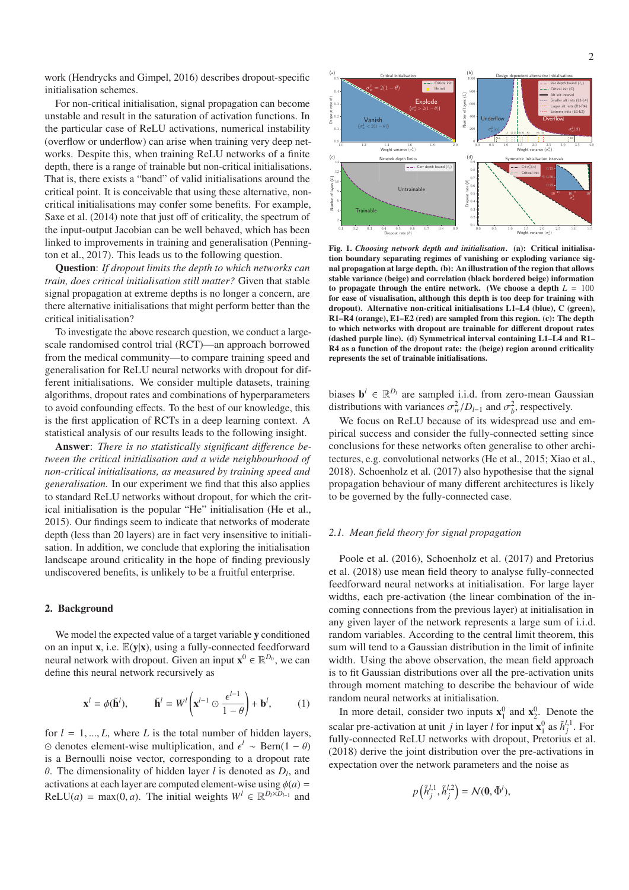work (Hendrycks and Gimpel, 2016) describes dropout-specific initialisation schemes.

For non-critical initialisation, signal propagation can become unstable and result in the saturation of activation functions. In the particular case of ReLU activations, numerical instability (overflow or underflow) can arise when training very deep networks. Despite this, when training ReLU networks of a finite depth, there is a range of trainable but non-critical initialisations. That is, there exists a "band" of valid initialisations around the critical point. It is conceivable that using these alternative, non-critical initialisations may confer some benefits. For example, Saxe et al. (2014) note that just off of criticality, the spectrum of the input-output Jacobian can be well behaved, which has been linked to improvements in training and generalisation (Pennington et al., 2017). This leads us to the following question.

**Question**: *If dropout limits the depth to which networks can train, does critical initialisation still matter?* Given that stable signal propagation at extreme depths is no longer a concern, are there alternative initialisations that might perform better than the critical initialisation?

To investigate the above research question, we conduct a large-scale randomised control trial (RCT)—an approach borrowed from the medical community—to compare training speed and generalisation for ReLU neural networks with dropout for different initialisations. We consider multiple datasets, training algorithms, dropout rates and combinations of hyperparameters to avoid confounding effects. To the best of our knowledge, this is the first application of RCTs in a deep learning context. A statistical analysis of our results leads to the following insight.

**Answer**: *There is no statistically significant difference between the critical initialisation and a wide neighbourhood of non-critical initialisations, as measured by training speed and generalisation.* In our experiment we find that this also applies to standard ReLU networks without dropout, for which the critical initialisation is the popular "He" initialisation (He et al., 2015). Our findings seem to indicate that networks of moderate depth (less than 20 layers) are in fact very insensitive to initialisation. In addition, we conclude that exploring the initialisation landscape around criticality in the hope of finding previously undiscovered benefits, is unlikely to be a fruitful enterprise.

## 2. Background

We model the expected value of a target variable $\mathbf{y}$ conditioned on an input $\mathbf{x}$, i.e. $\mathbb{E}(\mathbf{y}|\mathbf{x})$, using a fully-connected feedforward neural network with dropout. Given an input $\mathbf{x}^0 \in \mathbb{R}^{D_0}$, we can define this neural network recursively as

$$\mathbf{x}^l = \phi(\tilde{\mathbf{h}}^l), \qquad \tilde{\mathbf{h}}^l = W^l \left( \mathbf{x}^{l-1} \odot \frac{\epsilon^{l-1}}{1-\theta} \right) + \mathbf{b}^l, \tag{1}$$

for $l = 1, ..., L$, where $L$ is the total number of hidden layers, $\odot$ denotes element-wise multiplication, and $\epsilon^l \sim \text{Bern}(1-\theta)$ is a Bernoulli noise vector, corresponding to a dropout rate $\theta$. The dimensionality of hidden layer $l$ is denoted as $D_l$, and activations at each layer are computed element-wise using $\phi(a) = \text{ReLU}(a) = \max(0, a)$. The initial weights $W^l \in \mathbb{R}^{D_l \times D_{l-1}}$ and biases $\mathbf{b}^l \in \mathbb{R}^{D_l}$ are sampled i.i.d. from zero-mean Gaussian distributions with variances $\sigma_w^2/D_{l-1}$ and $\sigma_b^2$, respectively.

**Fig. 1.** ***Choosing network depth and initialisation*. (a): Critical initialisation boundary separating regimes of vanishing or exploding variance signal propagation at large depth. (b): An illustration of the region that allows stable variance (beige) and correlation (black bordered beige) information to propagate through the entire network. (We choose a depth $L = 100$ for ease of visualisation, although this depth is too deep for training with dropout). Alternative non-critical initialisations L1–L4 (blue), C (green), R1–R4 (orange), E1–E2 (red) are sampled from this region. (c): The depth to which networks with dropout are trainable for different dropout rates (dashed purple line). (d) Symmetrical interval containing L1–L4 and R1–R4 as a function of the dropout rate: the (beige) region around criticality represents the set of trainable initialisations.**

We focus on ReLU because of its widespread use and empirical success and consider the fully-connected setting since conclusions for these networks often generalise to other architectures, e.g. convolutional networks (He et al., 2015; Xiao et al., 2018). Schoenholz et al. (2017) also hypothesise that the signal propagation behaviour of many different architectures is likely to be governed by the fully-connected case.

### 2.1. Mean field theory for signal propagation

Poole et al. (2016), Schoenholz et al. (2017) and Pretorius et al. (2018) use mean field theory to analyse fully-connected feedforward neural networks at initialisation. For large layer widths, each pre-activation (the linear combination of the incoming connections from the previous layer) at initialisation in any given layer of the network represents a large sum of i.i.d. random variables. According to the central limit theorem, this sum will tend to a Gaussian distribution in the limit of infinite width. Using the above observation, the mean field approach is to fit Gaussian distributions over all the pre-activation units through moment matching to describe the behaviour of wide random neural networks at initialisation.

In more detail, consider two inputs $\mathbf{x}_1^0$ and $\mathbf{x}_2^0$. Denote the scalar pre-activation at unit $j$ in layer $l$ for input $\mathbf{x}_1^0$ as $\tilde{h}_j^{l,1}$. For fully-connected ReLU networks with dropout, Pretorius et al. (2018) derive the joint distribution over the pre-activations in expectation over the network parameters and the noise as

$$p\left(\tilde{h}_j^{l,1}, \tilde{h}_j^{l,2}\right) = \mathcal{N}(\mathbf{0}, \tilde{\Phi}^l),$$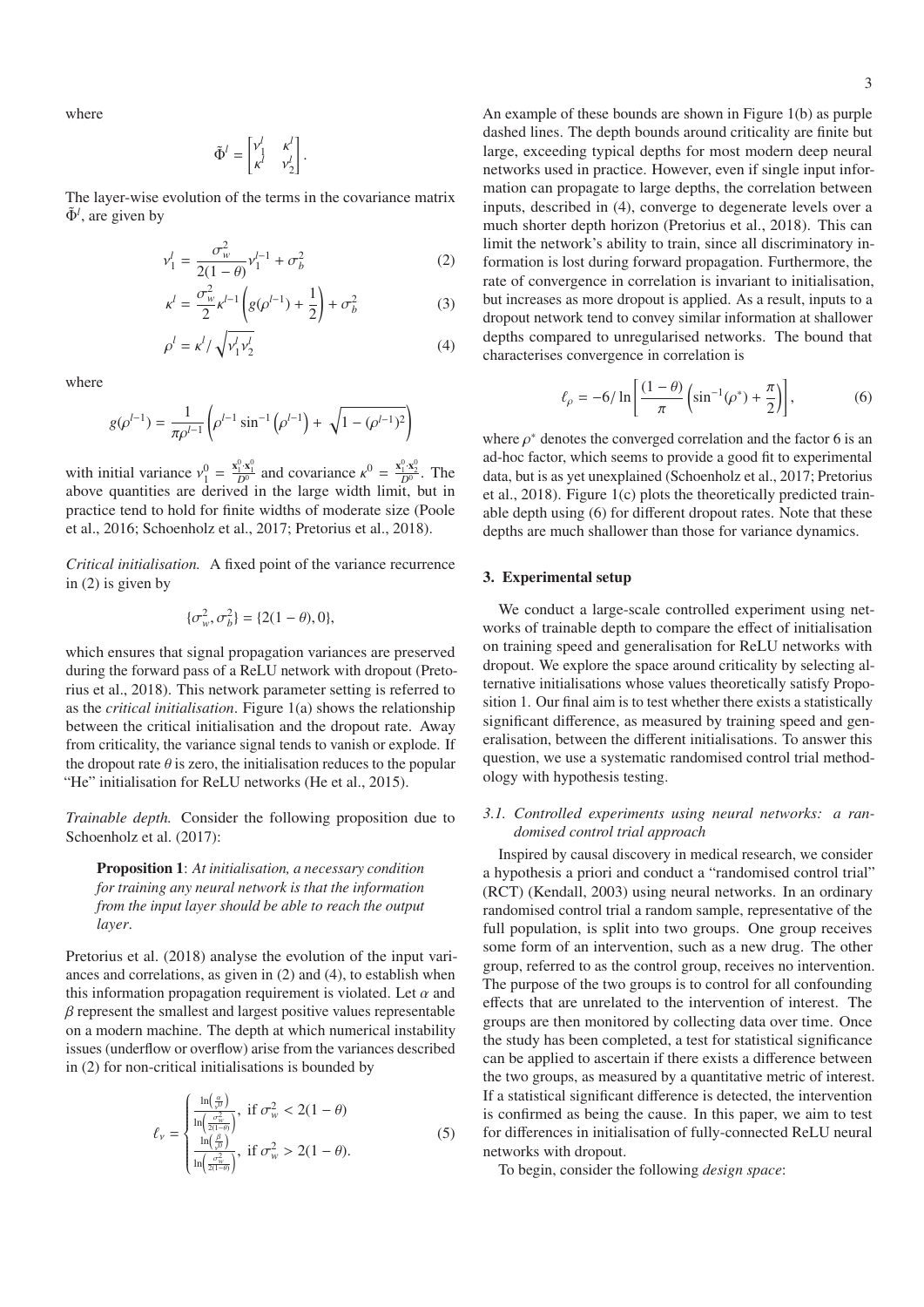where

$$\tilde{\Phi}^l = \begin{bmatrix} \nu_1^l & \kappa^l \\ \kappa^l & \nu_2^l \end{bmatrix}.$$

The layer-wise evolution of the terms in the covariance matrix $\tilde{\Phi}^l$, are given by

$$\nu_1^l = \frac{\sigma_w^2}{2(1-\theta)}\nu_1^{l-1} + \sigma_b^2 \tag{2}$$

$$\kappa^l = \frac{\sigma_w^2}{2}\kappa^{l-1}\left(g(\rho^{l-1}) + \frac{1}{2}\right) + \sigma_b^2 \tag{3}$$

$$\rho^l = \kappa^l / \sqrt{\nu_1^l \nu_2^l} \tag{4}$$

where

$$g(\rho^{l-1}) = \frac{1}{\pi\rho^{l-1}}\left(\rho^{l-1}\sin^{-1}\left(\rho^{l-1}\right) + \sqrt{1-(\rho^{l-1})^2}\right)$$

with initial variance $\nu_1^0 = \frac{\mathbf{x}_1^0 \cdot \mathbf{x}_1^0}{D^0}$ and covariance $\kappa^0 = \frac{\mathbf{x}_1^0 \cdot \mathbf{x}_2^0}{D^0}$. The above quantities are derived in the large width limit, but in practice tend to hold for finite widths of moderate size (Poole et al., 2016; Schoenholz et al., 2017; Pretorius et al., 2018).

*Critical initialisation.* A fixed point of the variance recurrence in (2) is given by

$$\{\sigma_w^2, \sigma_b^2\} = \{2(1-\theta), 0\},$$

which ensures that signal propagation variances are preserved during the forward pass of a ReLU network with dropout (Pretorius et al., 2018). This network parameter setting is referred to as the *critical initialisation*. Figure 1(a) shows the relationship between the critical initialisation and the dropout rate. Away from criticality, the variance signal tends to vanish or explode. If the dropout rate $\theta$ is zero, the initialisation reduces to the popular "He" initialisation for ReLU networks (He et al., 2015).

*Trainable depth.* Consider the following proposition due to Schoenholz et al. (2017):

> **Proposition 1**: *At initialisation, a necessary condition for training any neural network is that the information from the input layer should be able to reach the output layer*.

Pretorius et al. (2018) analyse the evolution of the input variances and correlations, as given in (2) and (4), to establish when this information propagation requirement is violated. Let $\alpha$ and $\beta$ represent the smallest and largest positive values representable on a modern machine. The depth at which numerical instability issues (underflow or overflow) arise from the variances described in (2) for non-critical initialisations is bounded by

$$\ell_\nu = \begin{cases} \dfrac{\ln\left(\frac{\alpha}{\nu^0}\right)}{\ln\left(\frac{\sigma_w^2}{2(1-\theta)}\right)}, & \text{if } \sigma_w^2 < 2(1-\theta) \\[2ex] \dfrac{\ln\left(\frac{\beta}{\nu^0}\right)}{\ln\left(\frac{\sigma_w^2}{2(1-\theta)}\right)}, & \text{if } \sigma_w^2 > 2(1-\theta). \end{cases} \tag{5}$$

An example of these bounds are shown in Figure 1(b) as purple dashed lines. The depth bounds around criticality are finite but large, exceeding typical depths for most modern deep neural networks used in practice. However, even if single input information can propagate to large depths, the correlation between inputs, described in (4), converge to degenerate levels over a much shorter depth horizon (Pretorius et al., 2018). This can limit the network's ability to train, since all discriminatory information is lost during forward propagation. Furthermore, the rate of convergence in correlation is invariant to initialisation, but increases as more dropout is applied. As a result, inputs to a dropout network tend to convey similar information at shallower depths compared to unregularised networks. The bound that characterises convergence in correlation is

$$\ell_\rho = -6/\ln\left[\frac{(1-\theta)}{\pi}\left(\sin^{-1}(\rho^*) + \frac{\pi}{2}\right)\right], \tag{6}$$

where $\rho^*$ denotes the converged correlation and the factor 6 is an ad-hoc factor, which seems to provide a good fit to experimental data, but is as yet unexplained (Schoenholz et al., 2017; Pretorius et al., 2018). Figure 1(c) plots the theoretically predicted trainable depth using (6) for different dropout rates. Note that these depths are much shallower than those for variance dynamics.

## 3. Experimental setup

We conduct a large-scale controlled experiment using networks of trainable depth to compare the effect of initialisation on training speed and generalisation for ReLU networks with dropout. We explore the space around criticality by selecting alternative initialisations whose values theoretically satisfy Proposition 1. Our final aim is to test whether there exists a statistically significant difference, as measured by training speed and generalisation, between the different initialisations. To answer this question, we use a systematic randomised control trial methodology with hypothesis testing.

### 3.1. Controlled experiments using neural networks: a randomised control trial approach

Inspired by causal discovery in medical research, we consider a hypothesis a priori and conduct a "randomised control trial" (RCT) (Kendall, 2003) using neural networks. In an ordinary randomised control trial a random sample, representative of the full population, is split into two groups. One group receives some form of an intervention, such as a new drug. The other group, referred to as the control group, receives no intervention. The purpose of the two groups is to control for all confounding effects that are unrelated to the intervention of interest. The groups are then monitored by collecting data over time. Once the study has been completed, a test for statistical significance can be applied to ascertain if there exists a difference between the two groups, as measured by a quantitative metric of interest. If a statistical significant difference is detected, the intervention is confirmed as being the cause. In this paper, we aim to test for differences in initialisation of fully-connected ReLU neural networks with dropout.

To begin, consider the following *design space*: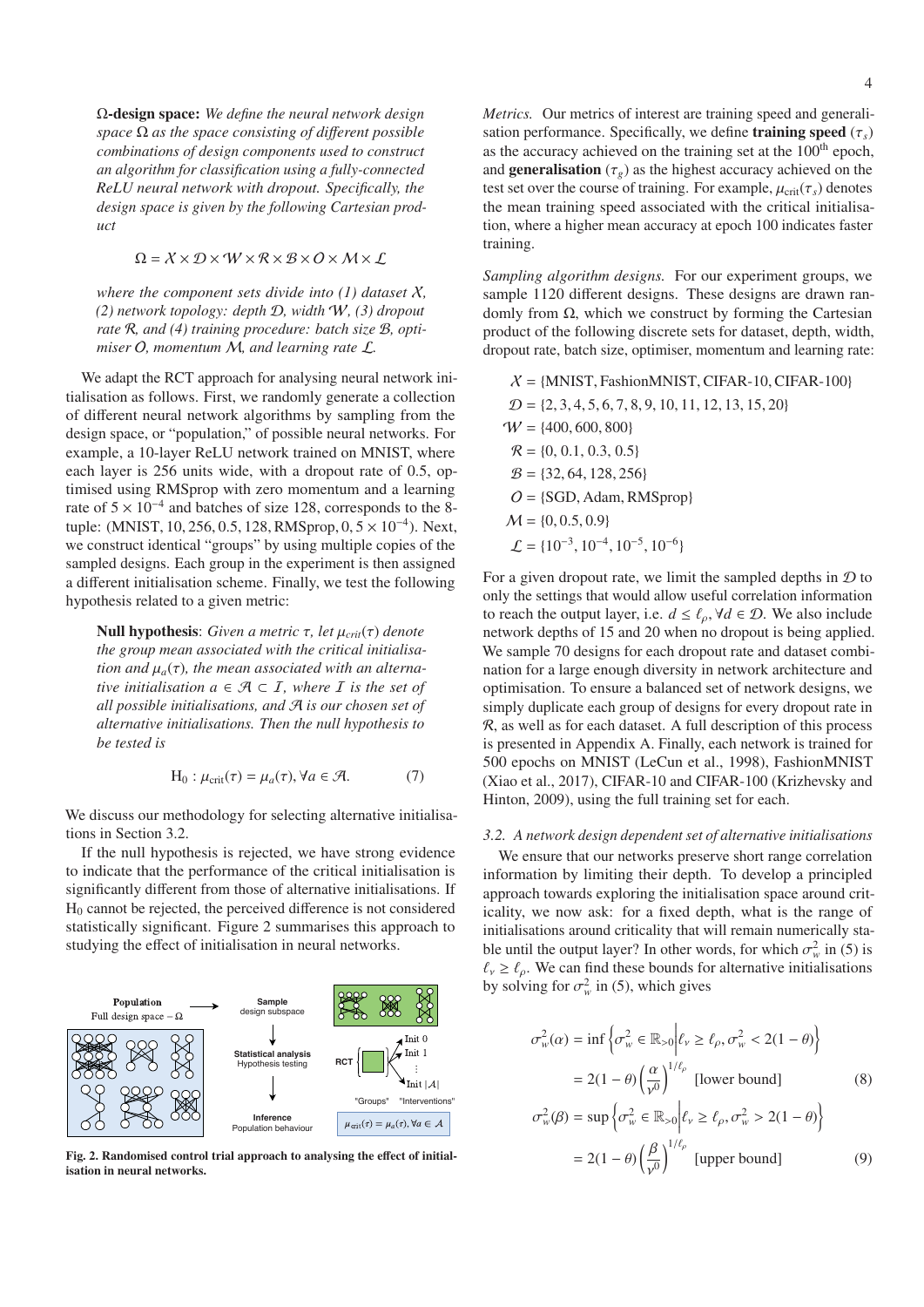**Ω-design space:** *We define the neural network design space Ω as the space consisting of different possible combinations of design components used to construct an algorithm for classification using a fully-connected ReLU neural network with dropout. Specifically, the design space is given by the following Cartesian product*

$$\Omega = \mathcal{X} \times \mathcal{D} \times \mathcal{W} \times \mathcal{R} \times \mathcal{B} \times \mathcal{O} \times \mathcal{M} \times \mathcal{L}$$

*where the component sets divide into (1) dataset $\mathcal{X}$, (2) network topology: depth $\mathcal{D}$, width $\mathcal{W}$, (3) dropout rate $\mathcal{R}$, and (4) training procedure: batch size $\mathcal{B}$, optimiser $\mathcal{O}$, momentum $\mathcal{M}$, and learning rate $\mathcal{L}$.*

We adapt the RCT approach for analysing neural network initialisation as follows. First, we randomly generate a collection of different neural network algorithms by sampling from the design space, or "population," of possible neural networks. For example, a 10-layer ReLU network trained on MNIST, where each layer is 256 units wide, with a dropout rate of 0.5, optimised using RMSprop with zero momentum and a learning rate of $5 \times 10^{-4}$ and batches of size 128, corresponds to the 8-tuple: (MNIST, 10, 256, 0.5, 128, RMSprop, 0, $5 \times 10^{-4}$). Next, we construct identical "groups" by using multiple copies of the sampled designs. Each group in the experiment is then assigned a different initialisation scheme. Finally, we test the following hypothesis related to a given metric:

**Null hypothesis**: *Given a metric $\tau$, let $\mu_{crit}(\tau)$ denote the group mean associated with the critical initialisation and $\mu_a(\tau)$, the mean associated with an alternative initialisation $a \in \mathcal{A} \subset \mathcal{I}$, where $\mathcal{I}$ is the set of all possible initialisations, and $\mathcal{A}$ is our chosen set of alternative initialisations. Then the null hypothesis to be tested is*

$$\mathrm{H}_0 : \mu_{\text{crit}}(\tau) = \mu_a(\tau), \forall a \in \mathcal{A}. \tag{7}$$

We discuss our methodology for selecting alternative initialisations in Section 3.2.

If the null hypothesis is rejected, we have strong evidence to indicate that the performance of the critical initialisation is significantly different from those of alternative initialisations. If $\mathrm{H}_0$ cannot be rejected, the perceived difference is not considered statistically significant. Figure 2 summarises this approach to studying the effect of initialisation in neural networks.

**Fig. 2. Randomised control trial approach to analysing the effect of initialisation in neural networks.**

*Metrics.* Our metrics of interest are training speed and generalisation performance. Specifically, we define **training speed** ($\tau_s$) as the accuracy achieved on the training set at the 100[th] epoch, and **generalisation** ($\tau_g$) as the highest accuracy achieved on the test set over the course of training. For example, $\mu_{\text{crit}}(\tau_s)$ denotes the mean training speed associated with the critical initialisation, where a higher mean accuracy at epoch 100 indicates faster training.

*Sampling algorithm designs.* For our experiment groups, we sample 1120 different designs. These designs are drawn randomly from Ω, which we construct by forming the Cartesian product of the following discrete sets for dataset, depth, width, dropout rate, batch size, optimiser, momentum and learning rate:

$$\begin{aligned}
\mathcal{X} &= \{\text{MNIST}, \text{FashionMNIST}, \text{CIFAR-10}, \text{CIFAR-100}\} \\
\mathcal{D} &= \{2, 3, 4, 5, 6, 7, 8, 9, 10, 11, 12, 13, 15, 20\} \\
\mathcal{W} &= \{400, 600, 800\} \\
\mathcal{R} &= \{0, 0.1, 0.3, 0.5\} \\
\mathcal{B} &= \{32, 64, 128, 256\} \\
\mathcal{O} &= \{\text{SGD}, \text{Adam}, \text{RMSprop}\} \\
\mathcal{M} &= \{0, 0.5, 0.9\} \\
\mathcal{L} &= \{10^{-3}, 10^{-4}, 10^{-5}, 10^{-6}\}
\end{aligned}$$

For a given dropout rate, we limit the sampled depths in $\mathcal{D}$ to only the settings that would allow useful correlation information to reach the output layer, i.e. $d \leq \ell_\rho, \forall d \in \mathcal{D}$. We also include network depths of 15 and 20 when no dropout is being applied. We sample 70 designs for each dropout rate and dataset combination for a large enough diversity in network architecture and optimisation. To ensure a balanced set of network designs, we simply duplicate each group of designs for every dropout rate in $\mathcal{R}$, as well as for each dataset. A full description of this process is presented in Appendix A. Finally, each network is trained for 500 epochs on MNIST (LeCun et al., 1998), FashionMNIST (Xiao et al., 2017), CIFAR-10 and CIFAR-100 (Krizhevsky and Hinton, 2009), using the full training set for each.

### *3.2. A network design dependent set of alternative initialisations*

We ensure that our networks preserve short range correlation information by limiting their depth. To develop a principled approach towards exploring the initialisation space around criticality, we now ask: for a fixed depth, what is the range of initialisations around criticality that will remain numerically stable until the output layer? In other words, for which $\sigma_w^2$ in (5) is $\ell_\nu \geq \ell_\rho$. We can find these bounds for alternative initialisations by solving for $\sigma_w^2$ in (5), which gives

$$\begin{aligned}
\sigma_w^2(\alpha) &= \inf\left\{\sigma_w^2 \in \mathbb{R}_{>0} \middle| \ell_\nu \geq \ell_\rho, \sigma_w^2 < 2(1-\theta)\right\} \\
&= 2(1-\theta)\left(\frac{\alpha}{\nu^0}\right)^{1/\ell_\rho} \text{ [lower bound]}
\end{aligned} \tag{8}$$

$$\begin{aligned}
\sigma_w^2(\beta) &= \sup\left\{\sigma_w^2 \in \mathbb{R}_{>0} \middle| \ell_\nu \geq \ell_\rho, \sigma_w^2 > 2(1-\theta)\right\} \\
&= 2(1-\theta)\left(\frac{\beta}{\nu^0}\right)^{1/\ell_\rho} \text{ [upper bound]}
\end{aligned} \tag{9}$$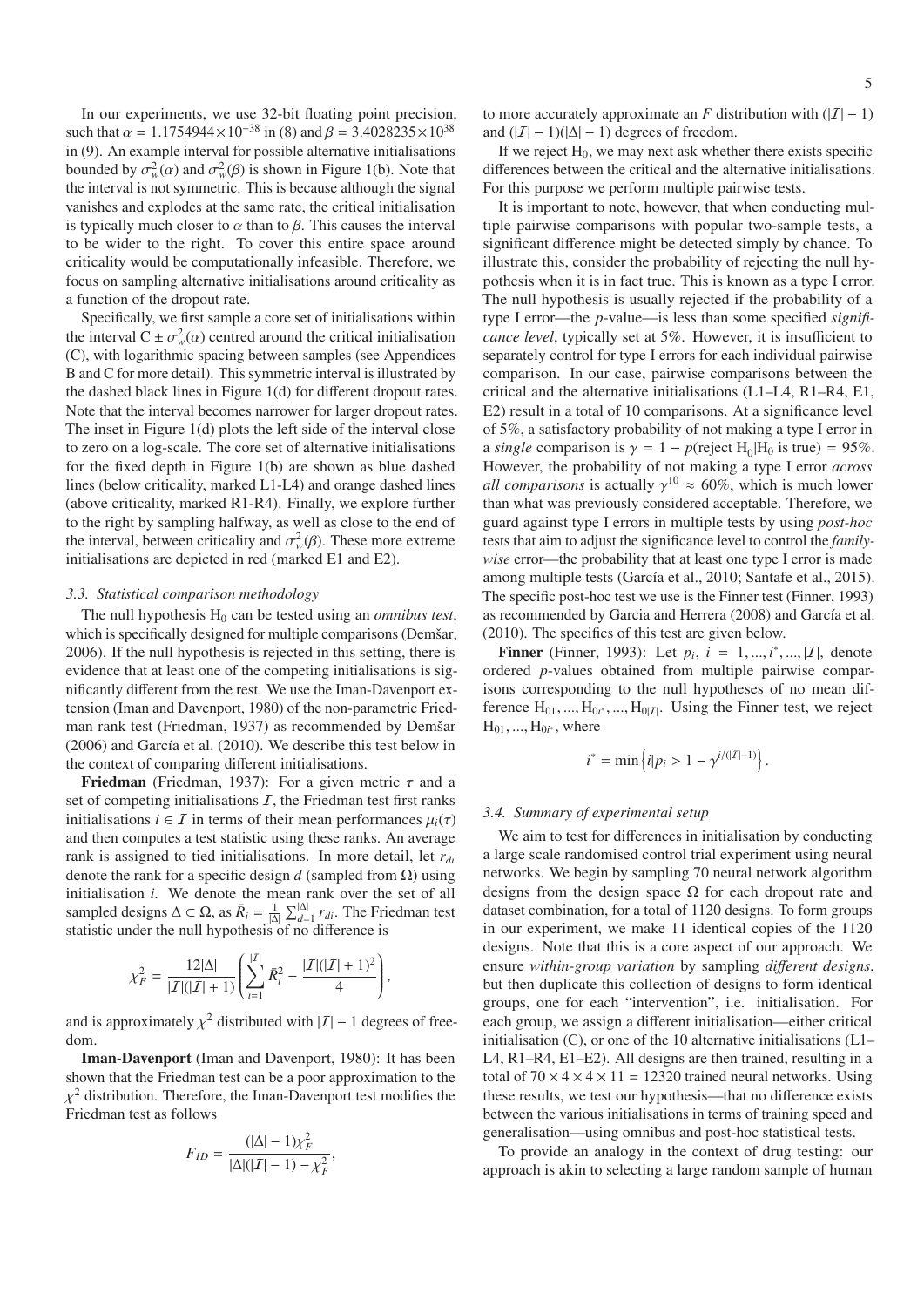In our experiments, we use 32-bit floating point precision, such that $\alpha = 1.1754944 \times 10^{-38}$ in (8) and $\beta = 3.4028235 \times 10^{38}$ in (9). An example interval for possible alternative initialisations bounded by $\sigma_w^2(\alpha)$ and $\sigma_w^2(\beta)$ is shown in Figure 1(b). Note that the interval is not symmetric. This is because although the signal vanishes and explodes at the same rate, the critical initialisation is typically much closer to $\alpha$ than to $\beta$. This causes the interval to be wider to the right. To cover this entire space around criticality would be computationally infeasible. Therefore, we focus on sampling alternative initialisations around criticality as a function of the dropout rate.

Specifically, we first sample a core set of initialisations within the interval $C \pm \sigma_w^2(\alpha)$ centred around the critical initialisation (C), with logarithmic spacing between samples (see Appendices B and C for more detail). This symmetric interval is illustrated by the dashed black lines in Figure 1(d) for different dropout rates. Note that the interval becomes narrower for larger dropout rates. The inset in Figure 1(d) plots the left side of the interval close to zero on a log-scale. The core set of alternative initialisations for the fixed depth in Figure 1(b) are shown as blue dashed lines (below criticality, marked L1-L4) and orange dashed lines (above criticality, marked R1-R4). Finally, we explore further to the right by sampling halfway, as well as close to the end of the interval, between criticality and $\sigma_w^2(\beta)$. These more extreme initialisations are depicted in red (marked E1 and E2).

### 3.3. Statistical comparison methodology

The null hypothesis $H_0$ can be tested using an *omnibus test*, which is specifically designed for multiple comparisons (Demšar, 2006). If the null hypothesis is rejected in this setting, there is evidence that at least one of the competing initialisations is significantly different from the rest. We use the Iman-Davenport extension (Iman and Davenport, 1980) of the non-parametric Friedman rank test (Friedman, 1937) as recommended by Demšar (2006) and García et al. (2010). We describe this test below in the context of comparing different initialisations.

**Friedman** (Friedman, 1937): For a given metric $\tau$ and a set of competing initialisations $\mathcal{I}$, the Friedman test first ranks initialisations $i \in \mathcal{I}$ in terms of their mean performances $\mu_i(\tau)$ and then computes a test statistic using these ranks. An average rank is assigned to tied initialisations. In more detail, let $r_{di}$ denote the rank for a specific design $d$ (sampled from $\Omega$) using initialisation $i$. We denote the mean rank over the set of all sampled designs $\Delta \subset \Omega$, as $\bar{R}_i = \frac{1}{|\Delta|}\sum_{d=1}^{|\Delta|} r_{di}$. The Friedman test statistic under the null hypothesis of no difference is

$$\chi_F^2 = \frac{12|\Delta|}{|\mathcal{I}|(|\mathcal{I}|+1)}\left(\sum_{i=1}^{|\mathcal{I}|}\bar{R}_i^2 - \frac{|\mathcal{I}|(|\mathcal{I}|+1)^2}{4}\right),$$

and is approximately $\chi^2$ distributed with $|\mathcal{I}|-1$ degrees of freedom.

**Iman-Davenport** (Iman and Davenport, 1980): It has been shown that the Friedman test can be a poor approximation to the $\chi^2$ distribution. Therefore, the Iman-Davenport test modifies the Friedman test as follows

$$F_{ID} = \frac{(|\Delta|-1)\chi_F^2}{|\Delta|(|\mathcal{I}|-1)-\chi_F^2},$$

to more accurately approximate an $F$ distribution with $(|\mathcal{I}|-1)$ and $(|\mathcal{I}|-1)(|\Delta|-1)$ degrees of freedom.

If we reject $H_0$, we may next ask whether there exists specific differences between the critical and the alternative initialisations. For this purpose we perform multiple pairwise tests.

It is important to note, however, that when conducting multiple pairwise comparisons with popular two-sample tests, a significant difference might be detected simply by chance. To illustrate this, consider the probability of rejecting the null hypothesis when it is in fact true. This is known as a type I error. The null hypothesis is usually rejected if the probability of a type I error—the $p$-value—is less than some specified *significance level*, typically set at 5%. However, it is insufficient to separately control for type I errors for each individual pairwise comparison. In our case, pairwise comparisons between the critical and the alternative initialisations (L1–L4, R1–R4, E1, E2) result in a total of 10 comparisons. At a significance level of 5%, a satisfactory probability of not making a type I error in a *single* comparison is $\gamma = 1 - p(\text{reject } H_0|H_0 \text{ is true}) = 95\%$. However, the probability of not making a type I error *across all comparisons* is actually $\gamma^{10} \approx 60\%$, which is much lower than what was previously considered acceptable. Therefore, we guard against type I errors in multiple tests by using *post-hoc* tests that aim to adjust the significance level to control the *family-wise* error—the probability that at least one type I error is made among multiple tests (García et al., 2010; Santafe et al., 2015). The specific post-hoc test we use is the Finner test (Finner, 1993) as recommended by Garcia and Herrera (2008) and García et al. (2010). The specifics of this test are given below.

**Finner** (Finner, 1993): Let $p_i$, $i = 1, ..., i^*, ..., |\mathcal{I}|$, denote ordered $p$-values obtained from multiple pairwise comparisons corresponding to the null hypotheses of no mean difference $H_{01}, ..., H_{0i^*}, ..., H_{0|\mathcal{I}|}$. Using the Finner test, we reject $H_{01}, ..., H_{0i^*}$, where

$$i^* = \min\left\{i|p_i > 1 - \gamma^{i/(|\mathcal{I}|-1)}\right\}.$$

### 3.4. Summary of experimental setup

We aim to test for differences in initialisation by conducting a large scale randomised control trial experiment using neural networks. We begin by sampling 70 neural network algorithm designs from the design space $\Omega$ for each dropout rate and dataset combination, for a total of 1120 designs. To form groups in our experiment, we make 11 identical copies of the 1120 designs. Note that this is a core aspect of our approach. We ensure *within-group variation* by sampling *different designs*, but then duplicate this collection of designs to form identical groups, one for each "intervention", i.e. initialisation. For each group, we assign a different initialisation—either critical initialisation (C), or one of the 10 alternative initialisations (L1–L4, R1–R4, E1–E2). All designs are then trained, resulting in a total of $70 \times 4 \times 4 \times 11 = 12320$ trained neural networks. Using these results, we test our hypothesis—that no difference exists between the various initialisations in terms of training speed and generalisation—using omnibus and post-hoc statistical tests.

To provide an analogy in the context of drug testing: our approach is akin to selecting a large random sample of human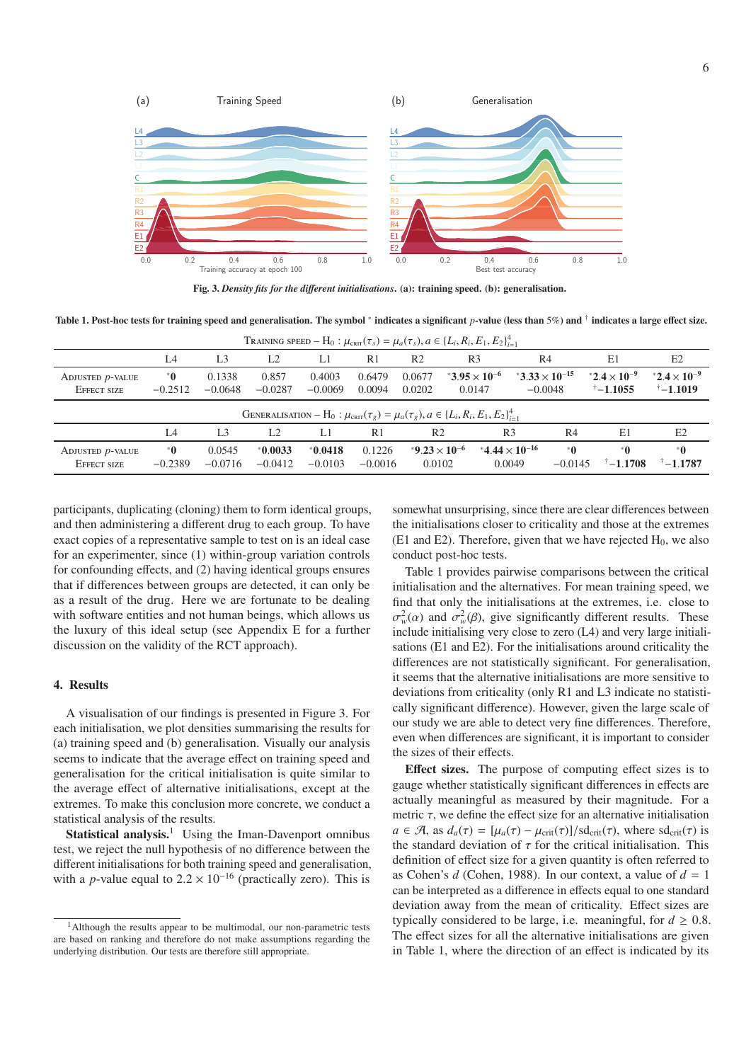**Fig. 3.** *Density fits for the different initialisations*. **(a): training speed. (b): generalisation.**

**Table 1. Post-hoc tests for training speed and generalisation. The symbol * indicates a significant $p$-value (less than 5%) and † indicates a large effect size.**

| Training speed – $H_0 : \mu_{crit}(\tau_s) = \mu_a(\tau_s), a \in \{L_i, R_i, E_1, E_2\}_{i=1}^4$ | L4 | L3 | L2 | L1 | R1 | R2 | R3 | R4 | E1 | E2 |
|---|---|---|---|---|---|---|---|---|---|---|
| Adjusted $p$-value | ***0** | 0.1338 | 0.857 | 0.4003 | 0.6479 | 0.0677 | ***3.95 × 10$^{-6}$** | ***3.33 × 10$^{-15}$** | ***2.4 × 10$^{-9}$** | ***2.4 × 10$^{-9}$** |
| Effect size | −0.2512 | −0.0648 | −0.0287 | −0.0069 | 0.0094 | 0.0202 | 0.0147 | −0.0048 | †**−1.1055** | †**−1.1019** |

| Generalisation – $H_0 : \mu_{crit}(\tau_g) = \mu_a(\tau_g), a \in \{L_i, R_i, E_1, E_2\}_{i=1}^4$ | L4 | L3 | L2 | L1 | R1 | R2 | R3 | R4 | E1 | E2 |
|---|---|---|---|---|---|---|---|---|---|---|
| Adjusted $p$-value | ***0** | 0.0545 | ***0.0033** | ***0.0418** | 0.1226 | ***9.23 × 10$^{-6}$** | ***4.44 × 10$^{-16}$** | ***0** | ***0** | ***0** |
| Effect size | −0.2389 | −0.0716 | −0.0412 | −0.0103 | −0.0016 | 0.0102 | 0.0049 | −0.0145 | †**−1.1708** | †**−1.1787** |

participants, duplicating (cloning) them to form identical groups, and then administering a different drug to each group. To have exact copies of a representative sample to test on is an ideal case for an experimenter, since (1) within-group variation controls for confounding effects, and (2) having identical groups ensures that if differences between groups are detected, it can only be as a result of the drug. Here we are fortunate to be dealing with software entities and not human beings, which allows us the luxury of this ideal setup (see Appendix E for a further discussion on the validity of the RCT approach).

## 4. Results

A visualisation of our findings is presented in Figure 3. For each initialisation, we plot densities summarising the results for (a) training speed and (b) generalisation. Visually our analysis seems to indicate that the average effect on training speed and generalisation for the critical initialisation is quite similar to the average effect of alternative initialisations, except at the extremes. To make this conclusion more concrete, we conduct a statistical analysis of the results.

**Statistical analysis.**[1] Using the Iman-Davenport omnibus test, we reject the null hypothesis of no difference between the different initialisations for both training speed and generalisation, with a $p$-value equal to $2.2 \times 10^{-16}$ (practically zero). This is somewhat unsurprising, since there are clear differences between the initialisations closer to criticality and those at the extremes (E1 and E2). Therefore, given that we have rejected $H_0$, we also conduct post-hoc tests.

Table 1 provides pairwise comparisons between the critical initialisation and the alternatives. For mean training speed, we find that only the initialisations at the extremes, i.e. close to $\sigma_w^2(\alpha)$ and $\sigma_w^2(\beta)$, give significantly different results. These include initialising very close to zero (L4) and very large initialisations (E1 and E2). For the initialisations around criticality the differences are not statistically significant. For generalisation, it seems that the alternative initialisations are more sensitive to deviations from criticality (only R1 and L3 indicate no statistically significant difference). However, given the large scale of our study we are able to detect very fine differences. Therefore, even when differences are significant, it is important to consider the sizes of their effects.

**Effect sizes.** The purpose of computing effect sizes is to gauge whether statistically significant differences in effects are actually meaningful as measured by their magnitude. For a metric $\tau$, we define the effect size for an alternative initialisation $a \in \mathcal{A}$, as $d_a(\tau) = [\mu_a(\tau) - \mu_{crit}(\tau)]/\text{sd}_{crit}(\tau)$, where $\text{sd}_{crit}(\tau)$ is the standard deviation of $\tau$ for the critical initialisation. This definition of effect size for a given quantity is often referred to as Cohen's $d$ (Cohen, 1988). In our context, a value of $d = 1$ can be interpreted as a difference in effects equal to one standard deviation away from the mean of criticality. Effect sizes are typically considered to be large, i.e. meaningful, for $d \geq 0.8$. The effect sizes for all the alternative initialisations are given in Table 1, where the direction of an effect is indicated by its

[1] Although the results appear to be multimodal, our non-parametric tests are based on ranking and therefore do not make assumptions regarding the underlying distribution. Our tests are therefore still appropriate.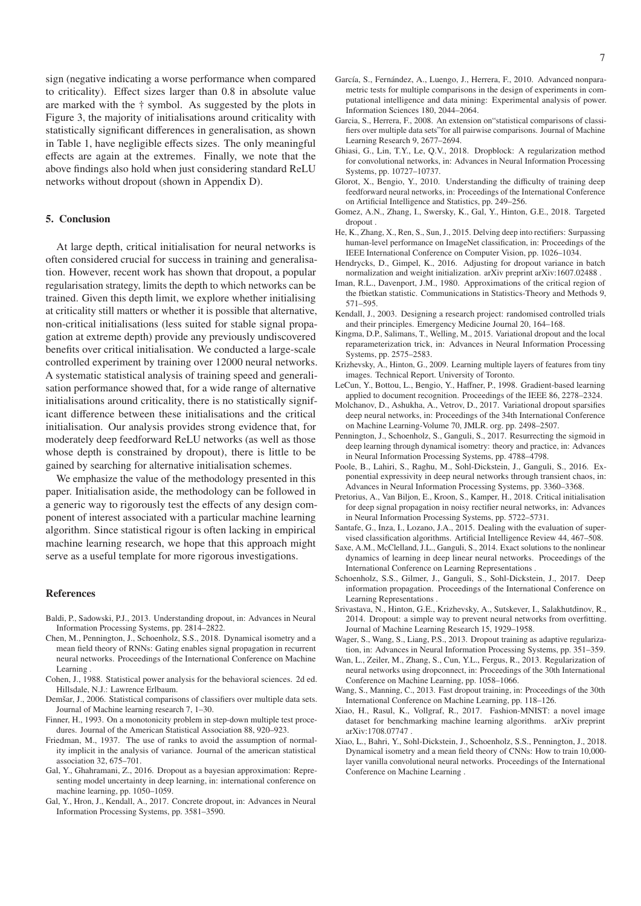sign (negative indicating a worse performance when compared to criticality). Effect sizes larger than 0.8 in absolute value are marked with the † symbol. As suggested by the plots in Figure 3, the majority of initialisations around criticality with statistically significant differences in generalisation, as shown in Table 1, have negligible effects sizes. The only meaningful effects are again at the extremes. Finally, we note that the above findings also hold when just considering standard ReLU networks without dropout (shown in Appendix D).

## 5. Conclusion

At large depth, critical initialisation for neural networks is often considered crucial for success in training and generalisation. However, recent work has shown that dropout, a popular regularisation strategy, limits the depth to which networks can be trained. Given this depth limit, we explore whether initialising at criticality still matters or whether it is possible that alternative, non-critical initialisations (less suited for stable signal propagation at extreme depth) provide any previously undiscovered benefits over critical initialisation. We conducted a large-scale controlled experiment by training over 12000 neural networks. A systematic statistical analysis of training speed and generalisation performance showed that, for a wide range of alternative initialisations around criticality, there is no statistically significant difference between these initialisations and the critical initialisation. Our analysis provides strong evidence that, for moderately deep feedforward ReLU networks (as well as those whose depth is constrained by dropout), there is little to be gained by searching for alternative initialisation schemes.

We emphasize the value of the methodology presented in this paper. Initialisation aside, the methodology can be followed in a generic way to rigorously test the effects of any design component of interest associated with a particular machine learning algorithm. Since statistical rigour is often lacking in empirical machine learning research, we hope that this approach might serve as a useful template for more rigorous investigations.

## References

Baldi, P., Sadowski, P.J., 2013. Understanding dropout, in: Advances in Neural Information Processing Systems, pp. 2814–2822.

Chen, M., Pennington, J., Schoenholz, S.S., 2018. Dynamical isometry and a mean field theory of RNNs: Gating enables signal propagation in recurrent neural networks. Proceedings of the International Conference on Machine Learning .

Cohen, J., 1988. Statistical power analysis for the behavioral sciences. 2d ed. Hillsdale, N.J.: Lawrence Erlbaum.

Demšar, J., 2006. Statistical comparisons of classifiers over multiple data sets. Journal of Machine learning research 7, 1–30.

Finner, H., 1993. On a monotonicity problem in step-down multiple test procedures. Journal of the American Statistical Association 88, 920–923.

Friedman, M., 1937. The use of ranks to avoid the assumption of normality implicit in the analysis of variance. Journal of the american statistical association 32, 675–701.

Gal, Y., Ghahramani, Z., 2016. Dropout as a bayesian approximation: Representing model uncertainty in deep learning, in: international conference on machine learning, pp. 1050–1059.

Gal, Y., Hron, J., Kendall, A., 2017. Concrete dropout, in: Advances in Neural Information Processing Systems, pp. 3581–3590.

García, S., Fernández, A., Luengo, J., Herrera, F., 2010. Advanced nonparametric tests for multiple comparisons in the design of experiments in computational intelligence and data mining: Experimental analysis of power. Information Sciences 180, 2044–2064.

Garcia, S., Herrera, F., 2008. An extension on"statistical comparisons of classifiers over multiple data sets"for all pairwise comparisons. Journal of Machine Learning Research 9, 2677–2694.

Ghiasi, G., Lin, T.Y., Le, Q.V., 2018. Dropblock: A regularization method for convolutional networks, in: Advances in Neural Information Processing Systems, pp. 10727–10737.

Glorot, X., Bengio, Y., 2010. Understanding the difficulty of training deep feedforward neural networks, in: Proceedings of the International Conference on Artificial Intelligence and Statistics, pp. 249–256.

Gomez, A.N., Zhang, I., Swersky, K., Gal, Y., Hinton, G.E., 2018. Targeted dropout .

He, K., Zhang, X., Ren, S., Sun, J., 2015. Delving deep into rectifiers: Surpassing human-level performance on ImageNet classification, in: Proceedings of the IEEE International Conference on Computer Vision, pp. 1026–1034.

Hendrycks, D., Gimpel, K., 2016. Adjusting for dropout variance in batch normalization and weight initialization. arXiv preprint arXiv:1607.02488 .

Iman, R.L., Davenport, J.M., 1980. Approximations of the critical region of the fbietkan statistic. Communications in Statistics-Theory and Methods 9, 571–595.

Kendall, J., 2003. Designing a research project: randomised controlled trials and their principles. Emergency Medicine Journal 20, 164–168.

Kingma, D.P., Salimans, T., Welling, M., 2015. Variational dropout and the local reparameterization trick, in: Advances in Neural Information Processing Systems, pp. 2575–2583.

Krizhevsky, A., Hinton, G., 2009. Learning multiple layers of features from tiny images. Technical Report. University of Toronto.

LeCun, Y., Bottou, L., Bengio, Y., Haffner, P., 1998. Gradient-based learning applied to document recognition. Proceedings of the IEEE 86, 2278–2324.

Molchanov, D., Ashukha, A., Vetrov, D., 2017. Variational dropout sparsifies deep neural networks, in: Proceedings of the 34th International Conference on Machine Learning-Volume 70, JMLR. org. pp. 2498–2507.

Pennington, J., Schoenholz, S., Ganguli, S., 2017. Resurrecting the sigmoid in deep learning through dynamical isometry: theory and practice, in: Advances in Neural Information Processing Systems, pp. 4788–4798.

Poole, B., Lahiri, S., Raghu, M., Sohl-Dickstein, J., Ganguli, S., 2016. Exponential expressivity in deep neural networks through transient chaos, in: Advances in Neural Information Processing Systems, pp. 3360–3368.

Pretorius, A., Van Biljon, E., Kroon, S., Kamper, H., 2018. Critical initialisation for deep signal propagation in noisy rectifier neural networks, in: Advances in Neural Information Processing Systems, pp. 5722–5731.

Santafe, G., Inza, I., Lozano, J.A., 2015. Dealing with the evaluation of supervised classification algorithms. Artificial Intelligence Review 44, 467–508.

Saxe, A.M., McClelland, J.L., Ganguli, S., 2014. Exact solutions to the nonlinear dynamics of learning in deep linear neural networks. Proceedings of the International Conference on Learning Representations .

Schoenholz, S.S., Gilmer, J., Ganguli, S., Sohl-Dickstein, J., 2017. Deep information propagation. Proceedings of the International Conference on Learning Representations .

Srivastava, N., Hinton, G.E., Krizhevsky, A., Sutskever, I., Salakhutdinov, R., 2014. Dropout: a simple way to prevent neural networks from overfitting. Journal of Machine Learning Research 15, 1929–1958.

Wager, S., Wang, S., Liang, P.S., 2013. Dropout training as adaptive regularization, in: Advances in Neural Information Processing Systems, pp. 351–359.

Wan, L., Zeiler, M., Zhang, S., Cun, Y.L., Fergus, R., 2013. Regularization of neural networks using dropconnect, in: Proceedings of the 30th International Conference on Machine Learning, pp. 1058–1066.

Wang, S., Manning, C., 2013. Fast dropout training, in: Proceedings of the 30th International Conference on Machine Learning, pp. 118–126.

Xiao, H., Rasul, K., Vollgraf, R., 2017. Fashion-MNIST: a novel image dataset for benchmarking machine learning algorithms. arXiv preprint arXiv:1708.07747 .

Xiao, L., Bahri, Y., Sohl-Dickstein, J., Schoenholz, S.S., Pennington, J., 2018. Dynamical isometry and a mean field theory of CNNs: How to train 10,000-layer vanilla convolutional neural networks. Proceedings of the International Conference on Machine Learning .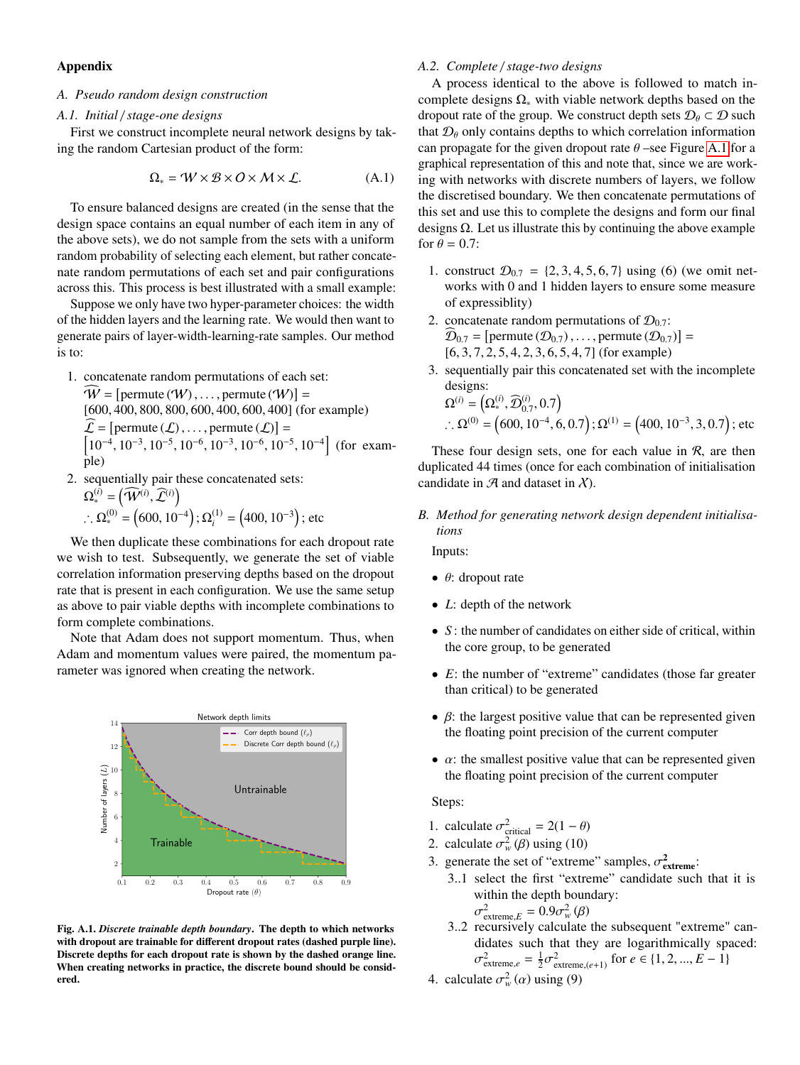## Appendix

### A. Pseudo random design construction

#### A.1. Initial / stage-one designs

First we construct incomplete neural network designs by taking the random Cartesian product of the form:

$$\Omega_* = \mathcal{W} \times \mathcal{B} \times \mathcal{O} \times \mathcal{M} \times \mathcal{L}. \tag{A.1}$$

To ensure balanced designs are created (in the sense that the design space contains an equal number of each item in any of the above sets), we do not sample from the sets with a uniform random probability of selecting each element, but rather concatenate random permutations of each set and pair configurations across this. This process is best illustrated with a small example:

Suppose we only have two hyper-parameter choices: the width of the hidden layers and the learning rate. We would then want to generate pairs of layer-width-learning-rate samples. Our method is to:

1. concatenate random permutations of each set:
   $\widehat{\mathcal{W}} = [\text{permute}(\mathcal{W}), \ldots, \text{permute}(\mathcal{W})] =$ $[600, 400, 800, 800, 600, 400, 600, 400]$ (for example)
   $\widehat{\mathcal{L}} = [\text{permute}(\mathcal{L}), \ldots, \text{permute}(\mathcal{L})] =$ $\left[10^{-4}, 10^{-3}, 10^{-5}, 10^{-6}, 10^{-3}, 10^{-6}, 10^{-5}, 10^{-4}\right]$ (for example)
2. sequentially pair these concatenated sets:
   $\Omega_*^{(i)} = \left(\widehat{\mathcal{W}}^{(i)}, \widehat{\mathcal{L}}^{(i)}\right)$
   $\therefore \Omega_*^{(0)} = \left(600, 10^{-4}\right); \Omega_i^{(1)} = \left(400, 10^{-3}\right)$; etc

We then duplicate these combinations for each dropout rate we wish to test. Subsequently, we generate the set of viable correlation information preserving depths based on the dropout rate that is present in each configuration. We use the same setup as above to pair viable depths with incomplete combinations to form complete combinations.

Note that Adam does not support momentum. Thus, when Adam and momentum values were paired, the momentum parameter was ignored when creating the network.

**Fig. A.1.** ***Discrete trainable depth boundary*. The depth to which networks with dropout are trainable for different dropout rates (dashed purple line). Discrete depths for each dropout rate is shown by the dashed orange line. When creating networks in practice, the discrete bound should be considered.**

#### A.2. Complete / stage-two designs

A process identical to the above is followed to match incomplete designs $\Omega_*$ with viable network depths based on the dropout rate of the group. We construct depth sets $\mathcal{D}_\theta \subset \mathcal{D}$ such that $\mathcal{D}_\theta$ only contains depths to which correlation information can propagate for the given dropout rate $\theta$ –see Figure A.1 for a graphical representation of this and note that, since we are working with networks with discrete numbers of layers, we follow the discretised boundary. We then concatenate permutations of this set and use this to complete the designs and form our final designs $\Omega$. Let us illustrate this by continuing the above example for $\theta = 0.7$:

1. construct $\mathcal{D}_{0.7} = \{2, 3, 4, 5, 6, 7\}$ using (6) (we omit networks with 0 and 1 hidden layers to ensure some measure of expressiblity)
2. concatenate random permutations of $\mathcal{D}_{0.7}$:
   $\widehat{\mathcal{D}}_{0.7} = [\text{permute}(\mathcal{D}_{0.7}), \ldots, \text{permute}(\mathcal{D}_{0.7})] =$ $[6, 3, 7, 2, 5, 4, 2, 3, 6, 5, 4, 7]$ (for example)
3. sequentially pair this concatenated set with the incomplete designs:
   $\Omega^{(i)} = \left(\Omega_*^{(i)}, \widehat{\mathcal{D}}_{0.7}^{(i)}, 0.7\right)$
   $\therefore \Omega^{(0)} = \left(600, 10^{-4}, 6, 0.7\right); \Omega^{(1)} = \left(400, 10^{-3}, 3, 0.7\right)$; etc

These four design sets, one for each value in $\mathcal{R}$, are then duplicated 44 times (once for each combination of initialisation candidate in $\mathcal{A}$ and dataset in $\mathcal{X}$).

### B. Method for generating network design dependent initialisations

Inputs:

- $\theta$: dropout rate
- $L$: depth of the network
- $S$ : the number of candidates on either side of critical, within the core group, to be generated
- $E$: the number of "extreme" candidates (those far greater than critical) to be generated
- $\beta$: the largest positive value that can be represented given the floating point precision of the current computer
- $\alpha$: the smallest positive value that can be represented given the floating point precision of the current computer

Steps:

1. calculate $\sigma^2_{\text{critical}} = 2(1 - \theta)$
2. calculate $\sigma^2_w(\beta)$ using (10)
3. generate the set of "extreme" samples, $\boldsymbol{\sigma^2_{\text{extreme}}}$:
   3..1 select the first "extreme" candidate such that it is within the depth boundary:
   $\sigma^2_{\text{extreme},E} = 0.9\sigma^2_w(\beta)$
   3..2 recursively calculate the subsequent "extreme" candidates such that they are logarithmically spaced:
   $\sigma^2_{\text{extreme},e} = \frac{1}{2}\sigma^2_{\text{extreme},(e+1)}$ for $e \in \{1, 2, ..., E - 1\}$
4. calculate $\sigma^2_w(\alpha)$ using (9)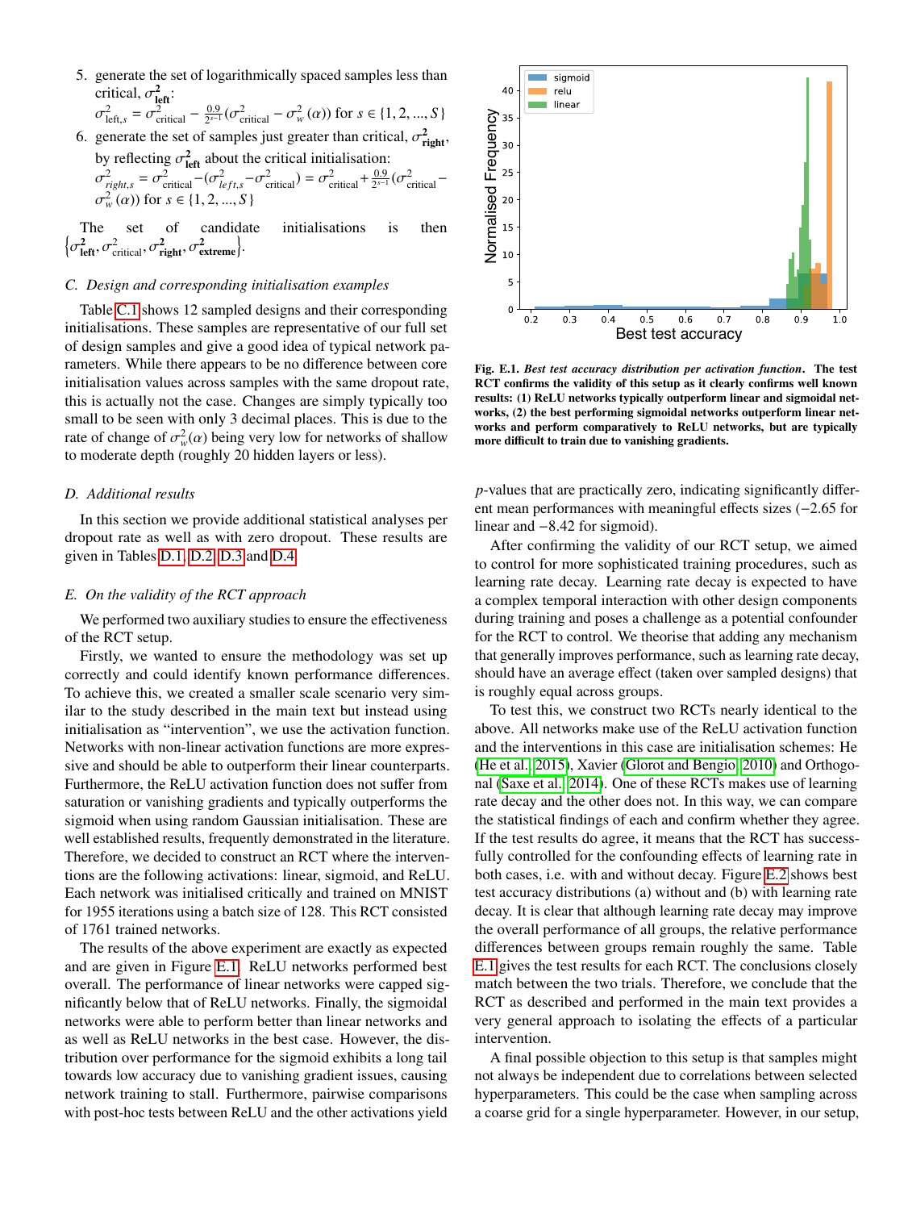5. generate the set of logarithmically spaced samples less than critical, $\sigma^2_{\text{left}}$: $\sigma^2_{\text{left},s} = \sigma^2_{\text{critical}} - \frac{0.9}{2^{s-1}}(\sigma^2_{\text{critical}} - \sigma^2_w(\alpha))$ for $s \in \{1, 2, ..., S\}$
6. generate the set of samples just greater than critical, $\sigma^2_{\text{right}}$, by reflecting $\sigma^2_{\text{left}}$ about the critical initialisation: $\sigma^2_{right,s} = \sigma^2_{\text{critical}} - (\sigma^2_{left,s} - \sigma^2_{\text{critical}}) = \sigma^2_{\text{critical}} + \frac{0.9}{2^{s-1}}(\sigma^2_{\text{critical}} - \sigma^2_w(\alpha))$ for $s \in \{1, 2, ..., S\}$

The set of candidate initialisations is then $\{\sigma^2_{\text{left}}, \sigma^2_{\text{critical}}, \sigma^2_{\text{right}}, \sigma^2_{\text{extreme}}\}$.

### C. Design and corresponding initialisation examples

Table C.1 shows 12 sampled designs and their corresponding initialisations. These samples are representative of our full set of design samples and give a good idea of typical network parameters. While there appears to be no difference between core initialisation values across samples with the same dropout rate, this is actually not the case. Changes are simply typically too small to be seen with only 3 decimal places. This is due to the rate of change of $\sigma^2_w(\alpha)$ being very low for networks of shallow to moderate depth (roughly 20 hidden layers or less).

### D. Additional results

In this section we provide additional statistical analyses per dropout rate as well as with zero dropout. These results are given in Tables D.1, D.2, D.3 and D.4.

### E. On the validity of the RCT approach

We performed two auxiliary studies to ensure the effectiveness of the RCT setup.

Firstly, we wanted to ensure the methodology was set up correctly and could identify known performance differences. To achieve this, we created a smaller scale scenario very similar to the study described in the main text but instead using initialisation as "intervention", we use the activation function. Networks with non-linear activation functions are more expressive and should be able to outperform their linear counterparts. Furthermore, the ReLU activation function does not suffer from saturation or vanishing gradients and typically outperforms the sigmoid when using random Gaussian initialisation. These are well established results, frequently demonstrated in the literature. Therefore, we decided to construct an RCT where the interventions are the following activations: linear, sigmoid, and ReLU. Each network was initialised critically and trained on MNIST for 1955 iterations using a batch size of 128. This RCT consisted of 1761 trained networks.

The results of the above experiment are exactly as expected and are given in Figure E.1. ReLU networks performed best overall. The performance of linear networks were capped significantly below that of ReLU networks. Finally, the sigmoidal networks were able to perform better than linear networks and as well as ReLU networks in the best case. However, the distribution over performance for the sigmoid exhibits a long tail towards low accuracy due to vanishing gradient issues, causing network training to stall. Furthermore, pairwise comparisons with post-hoc tests between ReLU and the other activations yield $p$-values that are practically zero, indicating significantly different mean performances with meaningful effects sizes ($-2.65$ for linear and $-8.42$ for sigmoid).

**Fig. E.1.** ***Best test accuracy distribution per activation function.*** **The test RCT confirms the validity of this setup as it clearly confirms well known results: (1) ReLU networks typically outperform linear and sigmoidal networks, (2) the best performing sigmoidal networks outperform linear networks and perform comparatively to ReLU networks, but are typically more difficult to train due to vanishing gradients.**

After confirming the validity of our RCT setup, we aimed to control for more sophisticated training procedures, such as learning rate decay. Learning rate decay is expected to have a complex temporal interaction with other design components during training and poses a challenge as a potential confounder for the RCT to control. We theorise that adding any mechanism that generally improves performance, such as learning rate decay, should have an average effect (taken over sampled designs) that is roughly equal across groups.

To test this, we construct two RCTs nearly identical to the above. All networks make use of the ReLU activation function and the interventions in this case are initialisation schemes: He (He et al., 2015), Xavier (Glorot and Bengio, 2010) and Orthogonal (Saxe et al., 2014). One of these RCTs makes use of learning rate decay and the other does not. In this way, we can compare the statistical findings of each and confirm whether they agree. If the test results do agree, it means that the RCT has successfully controlled for the confounding effects of learning rate in both cases, i.e. with and without decay. Figure E.2 shows best test accuracy distributions (a) without and (b) with learning rate decay. It is clear that although learning rate decay may improve the overall performance of all groups, the relative performance differences between groups remain roughly the same. Table E.1 gives the test results for each RCT. The conclusions closely match between the two trials. Therefore, we conclude that the RCT as described and performed in the main text provides a very general approach to isolating the effects of a particular intervention.

A final possible objection to this setup is that samples might not always be independent due to correlations between selected hyperparameters. This could be the case when sampling across a coarse grid for a single hyperparameter. However, in our setup,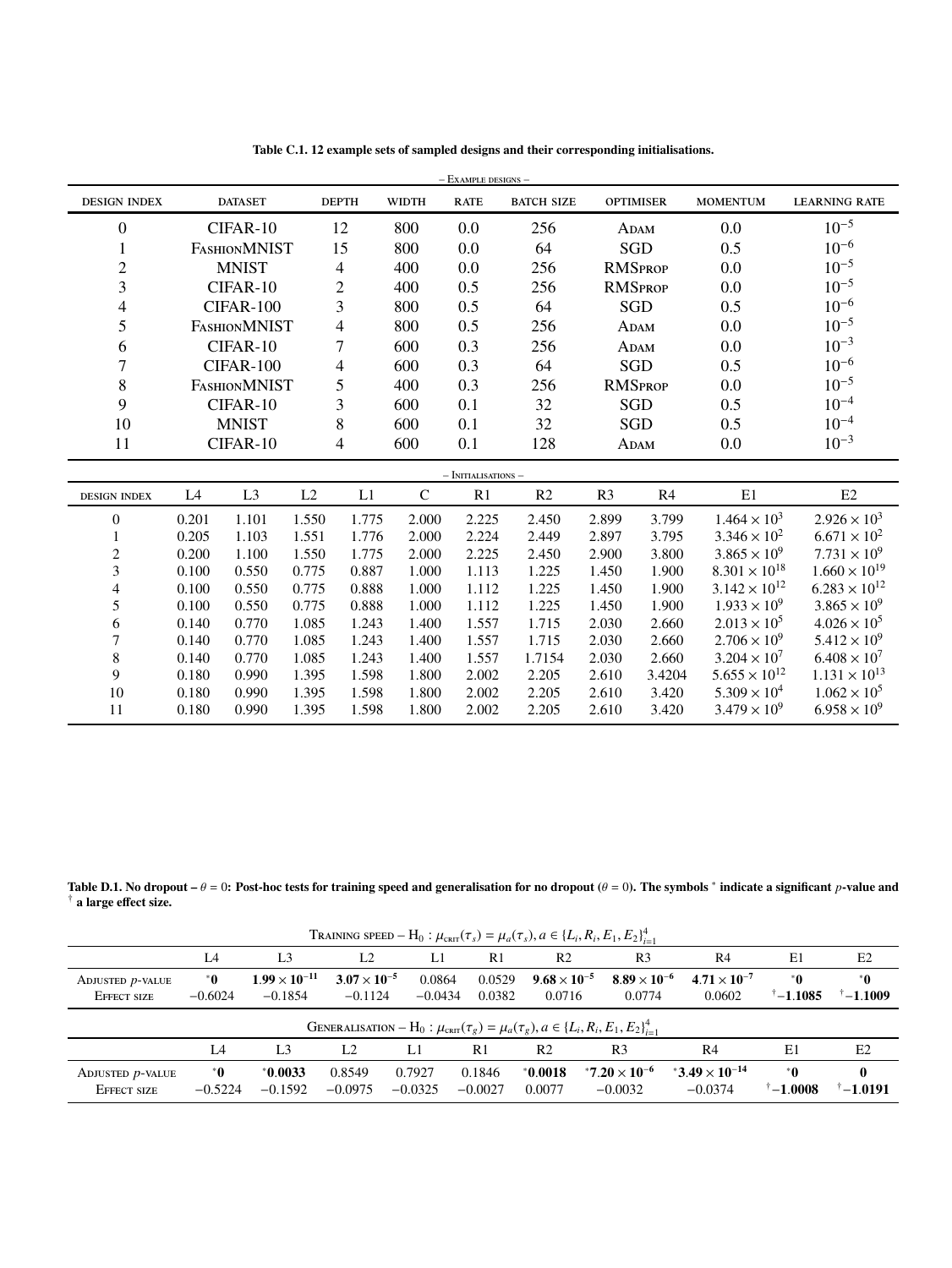**Table C.1. 12 example sets of sampled designs and their corresponding initialisations.**

– Example designs –

| Design index | Dataset | Depth | Width | Rate | Batch size | Optimiser | Momentum | Learning rate |
|---|---|---|---|---|---|---|---|---|
| 0 | CIFAR-10 | 12 | 800 | 0.0 | 256 | Adam | 0.0 | $10^{-5}$ |
| 1 | FashionMNIST | 15 | 800 | 0.0 | 64 | SGD | 0.5 | $10^{-6}$ |
| 2 | MNIST | 4 | 400 | 0.0 | 256 | RMSprop | 0.0 | $10^{-5}$ |
| 3 | CIFAR-10 | 2 | 400 | 0.5 | 256 | RMSprop | 0.0 | $10^{-5}$ |
| 4 | CIFAR-100 | 3 | 800 | 0.5 | 64 | SGD | 0.5 | $10^{-6}$ |
| 5 | FashionMNIST | 4 | 800 | 0.5 | 256 | Adam | 0.0 | $10^{-5}$ |
| 6 | CIFAR-10 | 7 | 600 | 0.3 | 256 | Adam | 0.0 | $10^{-3}$ |
| 7 | CIFAR-100 | 4 | 600 | 0.3 | 64 | SGD | 0.5 | $10^{-6}$ |
| 8 | FashionMNIST | 5 | 400 | 0.3 | 256 | RMSprop | 0.0 | $10^{-5}$ |
| 9 | CIFAR-10 | 3 | 600 | 0.1 | 32 | SGD | 0.5 | $10^{-4}$ |
| 10 | MNIST | 8 | 600 | 0.1 | 32 | SGD | 0.5 | $10^{-4}$ |
| 11 | CIFAR-10 | 4 | 600 | 0.1 | 128 | Adam | 0.0 | $10^{-3}$ |

– Initialisations –

| Design index | L4 | L3 | L2 | L1 | C | R1 | R2 | R3 | R4 | E1 | E2 |
|---|---|---|---|---|---|---|---|---|---|---|---|
| 0 | 0.201 | 1.101 | 1.550 | 1.775 | 2.000 | 2.225 | 2.450 | 2.899 | 3.799 | $1.464 \times 10^{3}$ | $2.926 \times 10^{3}$ |
| 1 | 0.205 | 1.103 | 1.551 | 1.776 | 2.000 | 2.224 | 2.449 | 2.897 | 3.795 | $3.346 \times 10^{2}$ | $6.671 \times 10^{2}$ |
| 2 | 0.200 | 1.100 | 1.550 | 1.775 | 2.000 | 2.225 | 2.450 | 2.900 | 3.800 | $3.865 \times 10^{9}$ | $7.731 \times 10^{9}$ |
| 3 | 0.100 | 0.550 | 0.775 | 0.887 | 1.000 | 1.113 | 1.225 | 1.450 | 1.900 | $8.301 \times 10^{18}$ | $1.660 \times 10^{19}$ |
| 4 | 0.100 | 0.550 | 0.775 | 0.888 | 1.000 | 1.112 | 1.225 | 1.450 | 1.900 | $3.142 \times 10^{12}$ | $6.283 \times 10^{12}$ |
| 5 | 0.100 | 0.550 | 0.775 | 0.888 | 1.000 | 1.112 | 1.225 | 1.450 | 1.900 | $1.933 \times 10^{9}$ | $3.865 \times 10^{9}$ |
| 6 | 0.140 | 0.770 | 1.085 | 1.243 | 1.400 | 1.557 | 1.715 | 2.030 | 2.660 | $2.013 \times 10^{5}$ | $4.026 \times 10^{5}$ |
| 7 | 0.140 | 0.770 | 1.085 | 1.243 | 1.400 | 1.557 | 1.715 | 2.030 | 2.660 | $2.706 \times 10^{9}$ | $5.412 \times 10^{9}$ |
| 8 | 0.140 | 0.770 | 1.085 | 1.243 | 1.400 | 1.557 | 1.7154 | 2.030 | 2.660 | $3.204 \times 10^{7}$ | $6.408 \times 10^{7}$ |
| 9 | 0.180 | 0.990 | 1.395 | 1.598 | 1.800 | 2.002 | 2.205 | 2.610 | 3.4204 | $5.655 \times 10^{12}$ | $1.131 \times 10^{13}$ |
| 10 | 0.180 | 0.990 | 1.395 | 1.598 | 1.800 | 2.002 | 2.205 | 2.610 | 3.420 | $5.309 \times 10^{4}$ | $1.062 \times 10^{5}$ |
| 11 | 0.180 | 0.990 | 1.395 | 1.598 | 1.800 | 2.002 | 2.205 | 2.610 | 3.420 | $3.479 \times 10^{9}$ | $6.958 \times 10^{9}$ |

**Table D.1. No dropout – $\theta = 0$: Post-hoc tests for training speed and generalisation for no dropout ($\theta = 0$). The symbols * indicate a significant $p$-value and † a large effect size.**

Training speed – $H_0 : \mu_{\text{crit}}(\tau_s) = \mu_a(\tau_s), a \in \{L_i, R_i, E_1, E_2\}_{i=1}^4$

| | L4 | L3 | L2 | L1 | R1 | R2 | R3 | R4 | E1 | E2 |
|---|---|---|---|---|---|---|---|---|---|---|
| Adjusted $p$-value | ***0** | **$1.99 \times 10^{-11}$** | **$3.07 \times 10^{-5}$** | 0.0864 | 0.0529 | **$9.68 \times 10^{-5}$** | **$8.89 \times 10^{-6}$** | **$4.71 \times 10^{-7}$** | ***0** | ***0** |
| Effect size | $-0.6024$ | $-0.1854$ | $-0.1124$ | $-0.0434$ | 0.0382 | 0.0716 | 0.0774 | 0.0602 | †**$-1.1085$** | †**$-1.1009$** |

Generalisation – $H_0 : \mu_{\text{crit}}(\tau_g) = \mu_a(\tau_g), a \in \{L_i, R_i, E_1, E_2\}_{i=1}^4$

| | L4 | L3 | L2 | L1 | R1 | R2 | R3 | R4 | E1 | E2 |
|---|---|---|---|---|---|---|---|---|---|---|
| Adjusted $p$-value | ***0** | ***0.0033** | 0.8549 | 0.7927 | 0.1846 | ***0.0018** | ***$7.20 \times 10^{-6}$** | ***$3.49 \times 10^{-14}$** | ***0** | **0** |
| Effect size | $-0.5224$ | $-0.1592$ | $-0.0975$ | $-0.0325$ | $-0.0027$ | 0.0077 | $-0.0032$ | $-0.0374$ | †**$-1.0008$** | †**$-1.0191$** |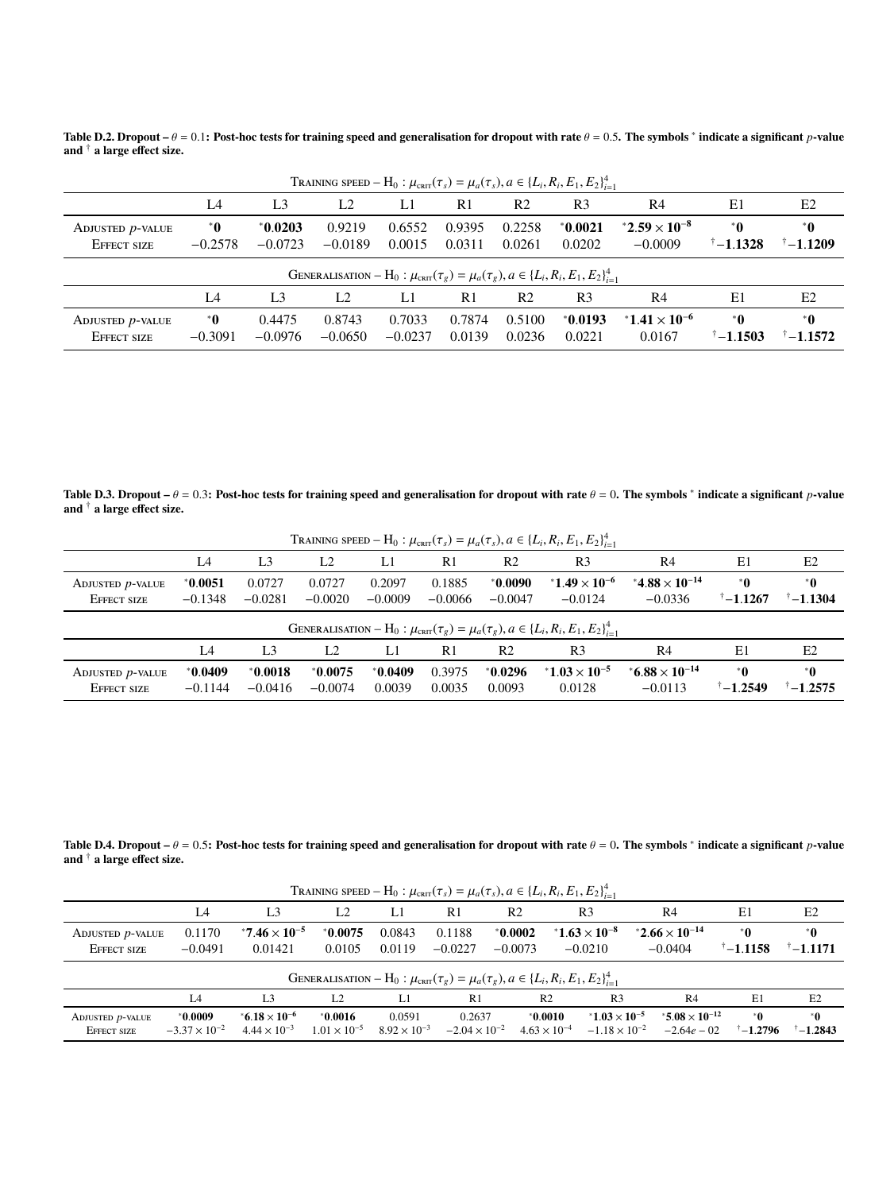**Table D.2. Dropout – $\theta = 0.1$: Post-hoc tests for training speed and generalisation for dropout with rate $\theta = 0.5$. The symbols $^*$ indicate a significant $p$-value and $^\dagger$ a large effect size.**

| Training speed – $H_0: \mu_{crit}(\tau_s) = \mu_a(\tau_s), a \in \{L_i, R_i, E_1, E_2\}_{i=1}^4$ | | | | | | | | | | |
|---|---|---|---|---|---|---|---|---|---|---|
| | L4 | L3 | L2 | L1 | R1 | R2 | R3 | R4 | E1 | E2 |
| Adjusted $p$-value | $^*$**0** | $^*$**0.0203** | 0.9219 | 0.6552 | 0.9395 | 0.2258 | $^*$**0.0021** | $^*$**2.59 × 10$^{-8}$** | $^*$**0** | $^*$**0** |
| Effect size | −0.2578 | −0.0723 | −0.0189 | 0.0015 | 0.0311 | 0.0261 | 0.0202 | −0.0009 | $^\dagger$**−1.1328** | $^\dagger$**−1.1209** |

| Generalisation – $H_0: \mu_{crit}(\tau_g) = \mu_a(\tau_g), a \in \{L_i, R_i, E_1, E_2\}_{i=1}^4$ | | | | | | | | | | |
|---|---|---|---|---|---|---|---|---|---|---|
| | L4 | L3 | L2 | L1 | R1 | R2 | R3 | R4 | E1 | E2 |
| Adjusted $p$-value | $^*$**0** | 0.4475 | 0.8743 | 0.7033 | 0.7874 | 0.5100 | $^*$**0.0193** | $^*$**1.41 × 10$^{-6}$** | $^*$**0** | $^*$**0** |
| Effect size | −0.3091 | −0.0976 | −0.0650 | −0.0237 | 0.0139 | 0.0236 | 0.0221 | 0.0167 | $^\dagger$**−1.1503** | $^\dagger$**−1.1572** |

**Table D.3. Dropout – $\theta = 0.3$: Post-hoc tests for training speed and generalisation for dropout with rate $\theta = 0$. The symbols $^*$ indicate a significant $p$-value and $^\dagger$ a large effect size.**

| Training speed – $H_0: \mu_{crit}(\tau_s) = \mu_a(\tau_s), a \in \{L_i, R_i, E_1, E_2\}_{i=1}^4$ | | | | | | | | | | |
|---|---|---|---|---|---|---|---|---|---|---|
| | L4 | L3 | L2 | L1 | R1 | R2 | R3 | R4 | E1 | E2 |
| Adjusted $p$-value | $^*$**0.0051** | 0.0727 | 0.0727 | 0.2097 | 0.1885 | $^*$**0.0090** | $^*$**1.49 × 10$^{-6}$** | $^*$**4.88 × 10$^{-14}$** | $^*$**0** | $^*$**0** |
| Effect size | −0.1348 | −0.0281 | −0.0020 | −0.0009 | −0.0066 | −0.0047 | −0.0124 | −0.0336 | $^\dagger$**−1.1267** | $^\dagger$**−1.1304** |

| Generalisation – $H_0: \mu_{crit}(\tau_g) = \mu_a(\tau_g), a \in \{L_i, R_i, E_1, E_2\}_{i=1}^4$ | | | | | | | | | | |
|---|---|---|---|---|---|---|---|---|---|---|
| | L4 | L3 | L2 | L1 | R1 | R2 | R3 | R4 | E1 | E2 |
| Adjusted $p$-value | $^*$**0.0409** | $^*$**0.0018** | $^*$**0.0075** | $^*$**0.0409** | 0.3975 | $^*$**0.0296** | $^*$**1.03 × 10$^{-5}$** | $^*$**6.88 × 10$^{-14}$** | $^*$**0** | $^*$**0** |
| Effect size | −0.1144 | −0.0416 | −0.0074 | 0.0039 | 0.0035 | 0.0093 | 0.0128 | −0.0113 | $^\dagger$**−1.2549** | $^\dagger$**−1.2575** |

**Table D.4. Dropout – $\theta = 0.5$: Post-hoc tests for training speed and generalisation for dropout with rate $\theta = 0$. The symbols $^*$ indicate a significant $p$-value and $^\dagger$ a large effect size.**

| Training speed – $H_0: \mu_{crit}(\tau_s) = \mu_a(\tau_s), a \in \{L_i, R_i, E_1, E_2\}_{i=1}^4$ | | | | | | | | | | |
|---|---|---|---|---|---|---|---|---|---|---|
| | L4 | L3 | L2 | L1 | R1 | R2 | R3 | R4 | E1 | E2 |
| Adjusted $p$-value | 0.1170 | $^*$**7.46 × 10$^{-5}$** | $^*$**0.0075** | 0.0843 | 0.1188 | $^*$**0.0002** | $^*$**1.63 × 10$^{-8}$** | $^*$**2.66 × 10$^{-14}$** | $^*$**0** | $^*$**0** |
| Effect size | −0.0491 | 0.01421 | 0.0105 | 0.0119 | −0.0227 | −0.0073 | −0.0210 | −0.0404 | $^\dagger$**−1.1158** | $^\dagger$**−1.1171** |

| Generalisation – $H_0: \mu_{crit}(\tau_g) = \mu_a(\tau_g), a \in \{L_i, R_i, E_1, E_2\}_{i=1}^4$ | | | | | | | | | | |
|---|---|---|---|---|---|---|---|---|---|---|
| | L4 | L3 | L2 | L1 | R1 | R2 | R3 | R4 | E1 | E2 |
| Adjusted $p$-value | $^*$**0.0009** | $^*$**6.18 × 10$^{-6}$** | $^*$**0.0016** | 0.0591 | 0.2637 | $^*$**0.0010** | $^*$**1.03 × 10$^{-5}$** | $^*$**5.08 × 10$^{-12}$** | $^*$**0** | $^*$**0** |
| Effect size | $-3.37 \times 10^{-2}$ | $4.44 \times 10^{-3}$ | $1.01 \times 10^{-5}$ | $8.92 \times 10^{-3}$ | $-2.04 \times 10^{-2}$ | $4.63 \times 10^{-4}$ | $-1.18 \times 10^{-2}$ | $-2.64e-02$ | $^\dagger$**−1.2796** | $^\dagger$**−1.2843** |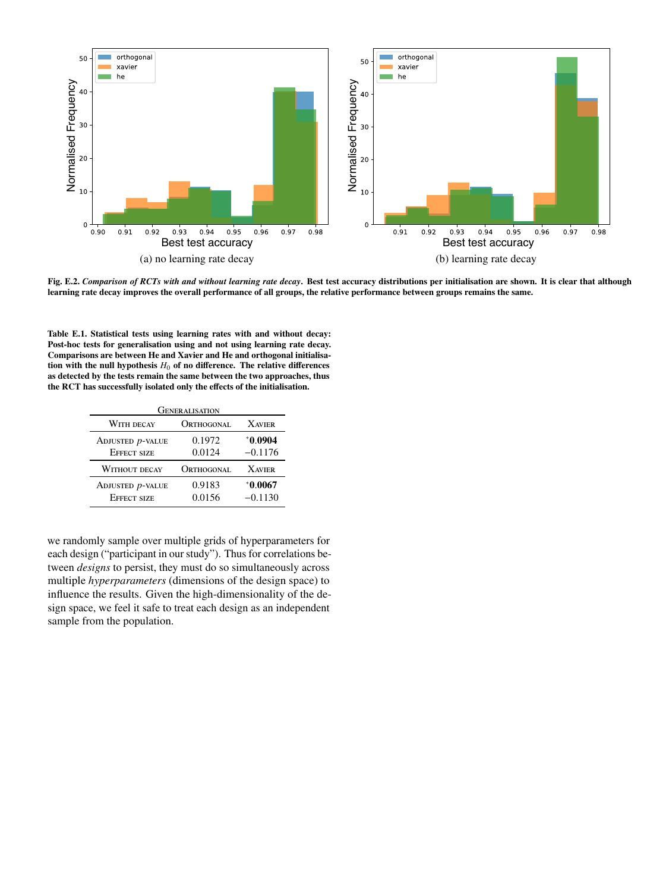orthogonal
xavier
he

Normalised Frequency

Best test accuracy

0.90 0.91 0.92 0.93 0.94 0.95 0.96 0.97 0.98

(a) no learning rate decay

orthogonal
xavier
he

Normalised Frequency

Best test accuracy

0.91 0.92 0.93 0.94 0.95 0.96 0.97 0.98

(b) learning rate decay

**Fig. E.2.** ***Comparison of RCTs with and without learning rate decay*. Best test accuracy distributions per initialisation are shown. It is clear that although learning rate decay improves the overall performance of all groups, the relative performance between groups remains the same.**

**Table E.1. Statistical tests using learning rates with and without decay: Post-hoc tests for generalisation using and not using learning rate decay. Comparisons are between He and Xavier and He and orthogonal initialisation with the null hypothesis $H_0$ of no difference. The relative differences as detected by the tests remain the same between the two approaches, thus the RCT has successfully isolated only the effects of the initialisation.**

| Generalisation | | |
|---|---|---|
| With decay | Orthogonal | Xavier |
| Adjusted $p$-value | 0.1972 | $^*$**0.0904** |
| Effect size | 0.0124 | −0.1176 |
| Without decay | Orthogonal | Xavier |
| Adjusted $p$-value | 0.9183 | $^*$**0.0067** |
| Effect size | 0.0156 | −0.1130 |

we randomly sample over multiple grids of hyperparameters for each design ("participant in our study"). Thus for correlations between *designs* to persist, they must do so simultaneously across multiple *hyperparameters* (dimensions of the design space) to influence the results. Given the high-dimensionality of the design space, we feel it safe to treat each design as an independent sample from the population.